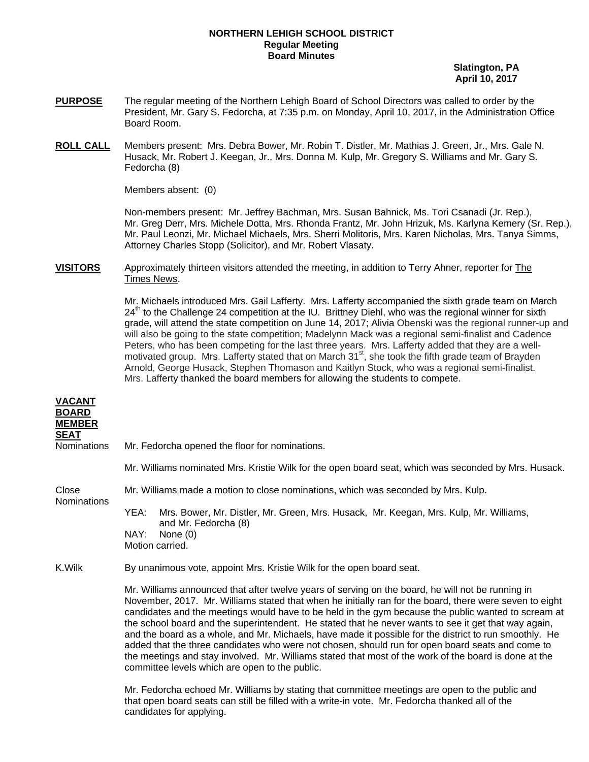**NORTHERN LEHIGH SCHOOL DISTRICT**
**Regular Meeting**
**Board Minutes**

**Slatington, PA**
**April 10, 2017**

**PURPOSE** The regular meeting of the Northern Lehigh Board of School Directors was called to order by the President, Mr. Gary S. Fedorcha, at 7:35 p.m. on Monday, April 10, 2017, in the Administration Office Board Room.

**ROLL CALL** Members present: Mrs. Debra Bower, Mr. Robin T. Distler, Mr. Mathias J. Green, Jr., Mrs. Gale N. Husack, Mr. Robert J. Keegan, Jr., Mrs. Donna M. Kulp, Mr. Gregory S. Williams and Mr. Gary S. Fedorcha (8)

Members absent: (0)

Non-members present: Mr. Jeffrey Bachman, Mrs. Susan Bahnick, Ms. Tori Csanadi (Jr. Rep.), Mr. Greg Derr, Mrs. Michele Dotta, Mrs. Rhonda Frantz, Mr. John Hrizuk, Ms. Karlyna Kemery (Sr. Rep.), Mr. Paul Leonzi, Mr. Michael Michaels, Mrs. Sherri Molitoris, Mrs. Karen Nicholas, Mrs. Tanya Simms, Attorney Charles Stopp (Solicitor), and Mr. Robert Vlasaty.

**VISITORS** Approximately thirteen visitors attended the meeting, in addition to Terry Ahner, reporter for The Times News.

Mr. Michaels introduced Mrs. Gail Lafferty. Mrs. Lafferty accompanied the sixth grade team on March 24th to the Challenge 24 competition at the IU. Brittney Diehl, who was the regional winner for sixth grade, will attend the state competition on June 14, 2017; Alivia Obenski was the regional runner-up and will also be going to the state competition; Madelynn Mack was a regional semi-finalist and Cadence Peters, who has been competing for the last three years. Mrs. Lafferty added that they are a well-motivated group. Mrs. Lafferty stated that on March 31st, she took the fifth grade team of Brayden Arnold, George Husack, Stephen Thomason and Kaitlyn Stock, who was a regional semi-finalist. Mrs. Lafferty thanked the board members for allowing the students to compete.

**VACANT BOARD MEMBER SEAT**

Nominations Mr. Fedorcha opened the floor for nominations.

Mr. Williams nominated Mrs. Kristie Wilk for the open board seat, which was seconded by Mrs. Husack.

Close Nominations Mr. Williams made a motion to close nominations, which was seconded by Mrs. Kulp.

YEA: Mrs. Bower, Mr. Distler, Mr. Green, Mrs. Husack, Mr. Keegan, Mrs. Kulp, Mr. Williams, and Mr. Fedorcha (8)
NAY: None (0)
Motion carried.

K.Wilk By unanimous vote, appoint Mrs. Kristie Wilk for the open board seat.

Mr. Williams announced that after twelve years of serving on the board, he will not be running in November, 2017. Mr. Williams stated that when he initially ran for the board, there were seven to eight candidates and the meetings would have to be held in the gym because the public wanted to scream at the school board and the superintendent. He stated that he never wants to see it get that way again, and the board as a whole, and Mr. Michaels, have made it possible for the district to run smoothly. He added that the three candidates who were not chosen, should run for open board seats and come to the meetings and stay involved. Mr. Williams stated that most of the work of the board is done at the committee levels which are open to the public.

Mr. Fedorcha echoed Mr. Williams by stating that committee meetings are open to the public and that open board seats can still be filled with a write-in vote. Mr. Fedorcha thanked all of the candidates for applying.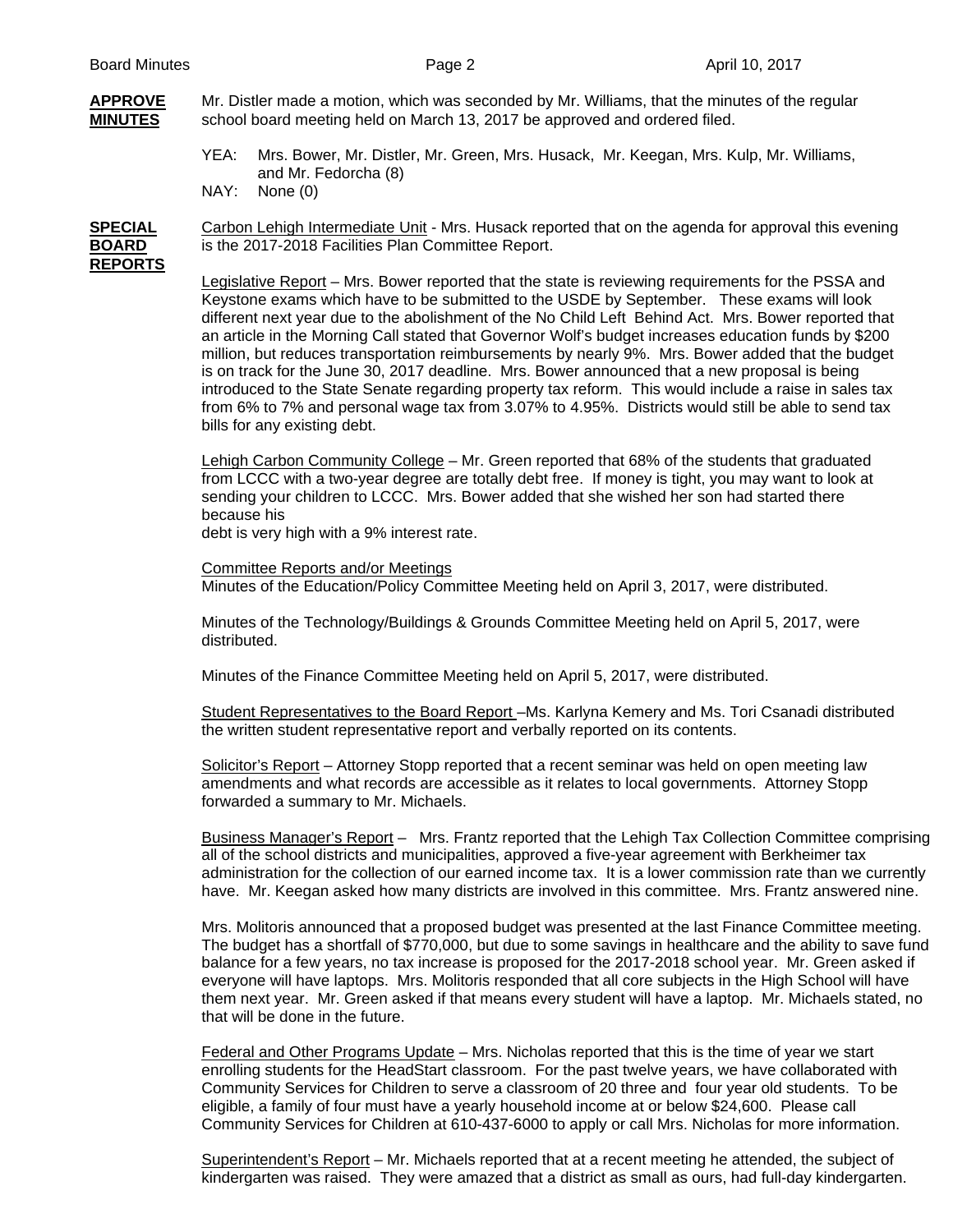**APPROVE MINUTES**

Mr. Distler made a motion, which was seconded by Mr. Williams, that the minutes of the regular school board meeting held on March 13, 2017 be approved and ordered filed.

YEA: Mrs. Bower, Mr. Distler, Mr. Green, Mrs. Husack, Mr. Keegan, Mrs. Kulp, Mr. Williams, and Mr. Fedorcha (8)
NAY: None (0)

**SPECIAL BOARD REPORTS**

Carbon Lehigh Intermediate Unit - Mrs. Husack reported that on the agenda for approval this evening is the 2017-2018 Facilities Plan Committee Report.

Legislative Report – Mrs. Bower reported that the state is reviewing requirements for the PSSA and Keystone exams which have to be submitted to the USDE by September. These exams will look different next year due to the abolishment of the No Child Left Behind Act. Mrs. Bower reported that an article in the Morning Call stated that Governor Wolf's budget increases education funds by $200 million, but reduces transportation reimbursements by nearly 9%. Mrs. Bower added that the budget is on track for the June 30, 2017 deadline. Mrs. Bower announced that a new proposal is being introduced to the State Senate regarding property tax reform. This would include a raise in sales tax from 6% to 7% and personal wage tax from 3.07% to 4.95%. Districts would still be able to send tax bills for any existing debt.

Lehigh Carbon Community College – Mr. Green reported that 68% of the students that graduated from LCCC with a two-year degree are totally debt free. If money is tight, you may want to look at sending your children to LCCC. Mrs. Bower added that she wished her son had started there because his debt is very high with a 9% interest rate.

Committee Reports and/or Meetings
Minutes of the Education/Policy Committee Meeting held on April 3, 2017, were distributed.

Minutes of the Technology/Buildings & Grounds Committee Meeting held on April 5, 2017, were distributed.

Minutes of the Finance Committee Meeting held on April 5, 2017, were distributed.

Student Representatives to the Board Report –Ms. Karlyna Kemery and Ms. Tori Csanadi distributed the written student representative report and verbally reported on its contents.

Solicitor's Report – Attorney Stopp reported that a recent seminar was held on open meeting law amendments and what records are accessible as it relates to local governments. Attorney Stopp forwarded a summary to Mr. Michaels.

Business Manager's Report – Mrs. Frantz reported that the Lehigh Tax Collection Committee comprising all of the school districts and municipalities, approved a five-year agreement with Berkheimer tax administration for the collection of our earned income tax. It is a lower commission rate than we currently have. Mr. Keegan asked how many districts are involved in this committee. Mrs. Frantz answered nine.

Mrs. Molitoris announced that a proposed budget was presented at the last Finance Committee meeting. The budget has a shortfall of $770,000, but due to some savings in healthcare and the ability to save fund balance for a few years, no tax increase is proposed for the 2017-2018 school year. Mr. Green asked if everyone will have laptops. Mrs. Molitoris responded that all core subjects in the High School will have them next year. Mr. Green asked if that means every student will have a laptop. Mr. Michaels stated, no that will be done in the future.

Federal and Other Programs Update – Mrs. Nicholas reported that this is the time of year we start enrolling students for the HeadStart classroom. For the past twelve years, we have collaborated with Community Services for Children to serve a classroom of 20 three and four year old students. To be eligible, a family of four must have a yearly household income at or below $24,600. Please call Community Services for Children at 610-437-6000 to apply or call Mrs. Nicholas for more information.

Superintendent's Report – Mr. Michaels reported that at a recent meeting he attended, the subject of kindergarten was raised. They were amazed that a district as small as ours, had full-day kindergarten.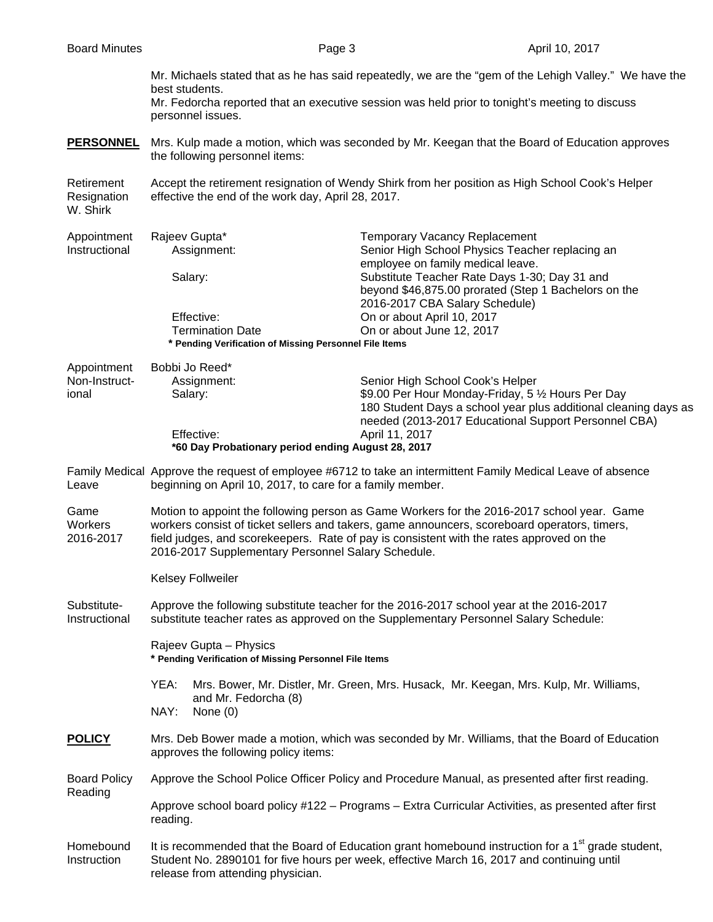Mr. Michaels stated that as he has said repeatedly, we are the "gem of the Lehigh Valley." We have the best students.

Mr. Fedorcha reported that an executive session was held prior to tonight's meeting to discuss personnel issues.

**PERSONNEL** Mrs. Kulp made a motion, which was seconded by Mr. Keegan that the Board of Education approves the following personnel items:

Retirement Resignation W. Shirk — Accept the retirement resignation of Wendy Shirk from her position as High School Cook's Helper effective the end of the work day, April 28, 2017.

Appointment Instructional

| Rajeev Gupta* | Temporary Vacancy Replacement |
|---|---|
| Assignment: | Senior High School Physics Teacher replacing an employee on family medical leave. |
| Salary: | Substitute Teacher Rate Days 1-30; Day 31 and beyond $46,875.00 prorated (Step 1 Bachelors on the 2016-2017 CBA Salary Schedule) |
| Effective: | On or about April 10, 2017 |
| Termination Date | On or about June 12, 2017 |

**\* Pending Verification of Missing Personnel File Items**

Appointment Non-Instructional

| Bobbi Jo Reed* | |
|---|---|
| Assignment: | Senior High School Cook's Helper |
| Salary: | $9.00 Per Hour Monday-Friday, 5 ½ Hours Per Day 180 Student Days a school year plus additional cleaning days as needed (2013-2017 Educational Support Personnel CBA) |
| Effective: | April 11, 2017 |

**\*60 Day Probationary period ending August 28, 2017**

Family Medical Leave — Approve the request of employee #6712 to take an intermittent Family Medical Leave of absence beginning on April 10, 2017, to care for a family member.

Game Workers 2016-2017 — Motion to appoint the following person as Game Workers for the 2016-2017 school year. Game workers consist of ticket sellers and takers, game announcers, scoreboard operators, timers, field judges, and scorekeepers. Rate of pay is consistent with the rates approved on the 2016-2017 Supplementary Personnel Salary Schedule.

Kelsey Follweiler

Substitute-Instructional — Approve the following substitute teacher for the 2016-2017 school year at the 2016-2017 substitute teacher rates as approved on the Supplementary Personnel Salary Schedule:

Rajeev Gupta – Physics
**\* Pending Verification of Missing Personnel File Items**

YEA: Mrs. Bower, Mr. Distler, Mr. Green, Mrs. Husack, Mr. Keegan, Mrs. Kulp, Mr. Williams, and Mr. Fedorcha (8)
NAY: None (0)

**POLICY** Mrs. Deb Bower made a motion, which was seconded by Mr. Williams, that the Board of Education approves the following policy items:

Board Policy Reading — Approve the School Police Officer Policy and Procedure Manual, as presented after first reading.

Approve school board policy #122 – Programs – Extra Curricular Activities, as presented after first reading.

Homebound Instruction — It is recommended that the Board of Education grant homebound instruction for a 1st grade student, Student No. 2890101 for five hours per week, effective March 16, 2017 and continuing until release from attending physician.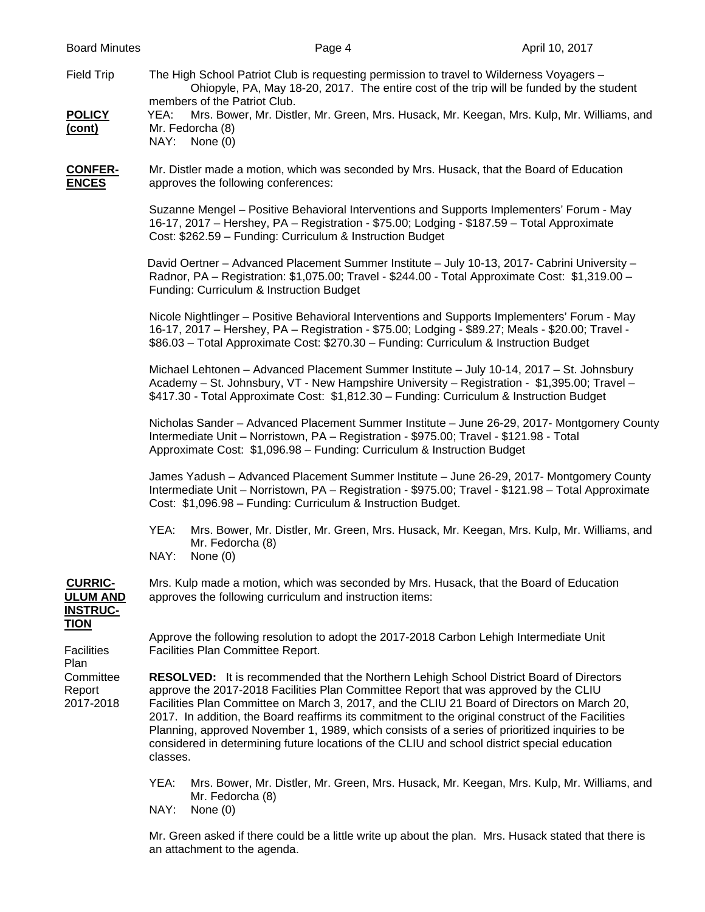Field Trip — The High School Patriot Club is requesting permission to travel to Wilderness Voyagers – Ohiopyle, PA, May 18-20, 2017. The entire cost of the trip will be funded by the student members of the Patriot Club.

**POLICY (cont)**

YEA: Mrs. Bower, Mr. Distler, Mr. Green, Mrs. Husack, Mr. Keegan, Mrs. Kulp, Mr. Williams, and Mr. Fedorcha (8)
NAY: None (0)

**CONFERENCES**

Mr. Distler made a motion, which was seconded by Mrs. Husack, that the Board of Education approves the following conferences:

Suzanne Mengel – Positive Behavioral Interventions and Supports Implementers' Forum - May 16-17, 2017 – Hershey, PA – Registration - $75.00; Lodging - $187.59 – Total Approximate Cost: $262.59 – Funding: Curriculum & Instruction Budget

David Oertner – Advanced Placement Summer Institute – July 10-13, 2017- Cabrini University – Radnor, PA – Registration: $1,075.00; Travel - $244.00 - Total Approximate Cost: $1,319.00 – Funding: Curriculum & Instruction Budget

Nicole Nightlinger – Positive Behavioral Interventions and Supports Implementers' Forum - May 16-17, 2017 – Hershey, PA – Registration - $75.00; Lodging - $89.27; Meals - $20.00; Travel - $86.03 – Total Approximate Cost: $270.30 – Funding: Curriculum & Instruction Budget

Michael Lehtonen – Advanced Placement Summer Institute – July 10-14, 2017 – St. Johnsbury Academy – St. Johnsbury, VT - New Hampshire University – Registration - $1,395.00; Travel – $417.30 - Total Approximate Cost: $1,812.30 – Funding: Curriculum & Instruction Budget

Nicholas Sander – Advanced Placement Summer Institute – June 26-29, 2017- Montgomery County Intermediate Unit – Norristown, PA – Registration - $975.00; Travel - $121.98 - Total Approximate Cost: $1,096.98 – Funding: Curriculum & Instruction Budget

James Yadush – Advanced Placement Summer Institute – June 26-29, 2017- Montgomery County Intermediate Unit – Norristown, PA – Registration - $975.00; Travel - $121.98 – Total Approximate Cost: $1,096.98 – Funding: Curriculum & Instruction Budget.

YEA: Mrs. Bower, Mr. Distler, Mr. Green, Mrs. Husack, Mr. Keegan, Mrs. Kulp, Mr. Williams, and Mr. Fedorcha (8)
NAY: None (0)

**CURRICULUM AND INSTRUCTION**

Mrs. Kulp made a motion, which was seconded by Mrs. Husack, that the Board of Education approves the following curriculum and instruction items:

Facilities Plan Committee Report 2017-2018 — Approve the following resolution to adopt the 2017-2018 Carbon Lehigh Intermediate Unit Facilities Plan Committee Report.

**RESOLVED:** It is recommended that the Northern Lehigh School District Board of Directors approve the 2017-2018 Facilities Plan Committee Report that was approved by the CLIU Facilities Plan Committee on March 3, 2017, and the CLIU 21 Board of Directors on March 20, 2017. In addition, the Board reaffirms its commitment to the original construct of the Facilities Planning, approved November 1, 1989, which consists of a series of prioritized inquiries to be considered in determining future locations of the CLIU and school district special education classes.

YEA: Mrs. Bower, Mr. Distler, Mr. Green, Mrs. Husack, Mr. Keegan, Mrs. Kulp, Mr. Williams, and Mr. Fedorcha (8)
NAY: None (0)

Mr. Green asked if there could be a little write up about the plan. Mrs. Husack stated that there is an attachment to the agenda.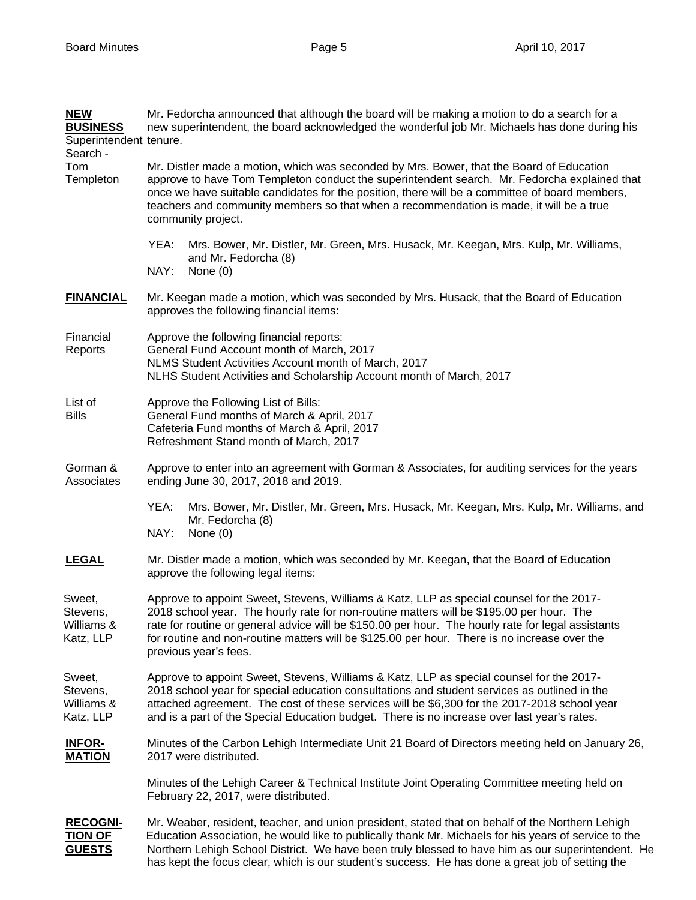**NEW BUSINESS**

Superintendent Search - Tom Templeton

Mr. Fedorcha announced that although the board will be making a motion to do a search for a new superintendent, the board acknowledged the wonderful job Mr. Michaels has done during his tenure.

Mr. Distler made a motion, which was seconded by Mrs. Bower, that the Board of Education approve to have Tom Templeton conduct the superintendent search. Mr. Fedorcha explained that once we have suitable candidates for the position, there will be a committee of board members, teachers and community members so that when a recommendation is made, it will be a true community project.

YEA: Mrs. Bower, Mr. Distler, Mr. Green, Mrs. Husack, Mr. Keegan, Mrs. Kulp, Mr. Williams, and Mr. Fedorcha (8)
NAY: None (0)

**FINANCIAL**

Mr. Keegan made a motion, which was seconded by Mrs. Husack, that the Board of Education approves the following financial items:

Financial Reports

Approve the following financial reports:
General Fund Account month of March, 2017
NLMS Student Activities Account month of March, 2017
NLHS Student Activities and Scholarship Account month of March, 2017

List of Bills

Approve the Following List of Bills:
General Fund months of March & April, 2017
Cafeteria Fund months of March & April, 2017
Refreshment Stand month of March, 2017

Gorman & Associates

Approve to enter into an agreement with Gorman & Associates, for auditing services for the years ending June 30, 2017, 2018 and 2019.

YEA: Mrs. Bower, Mr. Distler, Mr. Green, Mrs. Husack, Mr. Keegan, Mrs. Kulp, Mr. Williams, and Mr. Fedorcha (8)
NAY: None (0)

**LEGAL**

Mr. Distler made a motion, which was seconded by Mr. Keegan, that the Board of Education approve the following legal items:

Sweet, Stevens, Williams & Katz, LLP

Approve to appoint Sweet, Stevens, Williams & Katz, LLP as special counsel for the 2017-2018 school year. The hourly rate for non-routine matters will be $195.00 per hour. The rate for routine or general advice will be $150.00 per hour. The hourly rate for legal assistants for routine and non-routine matters will be $125.00 per hour. There is no increase over the previous year's fees.

Sweet, Stevens, Williams & Katz, LLP

Approve to appoint Sweet, Stevens, Williams & Katz, LLP as special counsel for the 2017-2018 school year for special education consultations and student services as outlined in the attached agreement. The cost of these services will be $6,300 for the 2017-2018 school year and is a part of the Special Education budget. There is no increase over last year's rates.

**INFORMATION**

Minutes of the Carbon Lehigh Intermediate Unit 21 Board of Directors meeting held on January 26, 2017 were distributed.

Minutes of the Lehigh Career & Technical Institute Joint Operating Committee meeting held on February 22, 2017, were distributed.

**RECOGNITION OF GUESTS**

Mr. Weaber, resident, teacher, and union president, stated that on behalf of the Northern Lehigh Education Association, he would like to publically thank Mr. Michaels for his years of service to the Northern Lehigh School District. We have been truly blessed to have him as our superintendent. He has kept the focus clear, which is our student's success. He has done a great job of setting the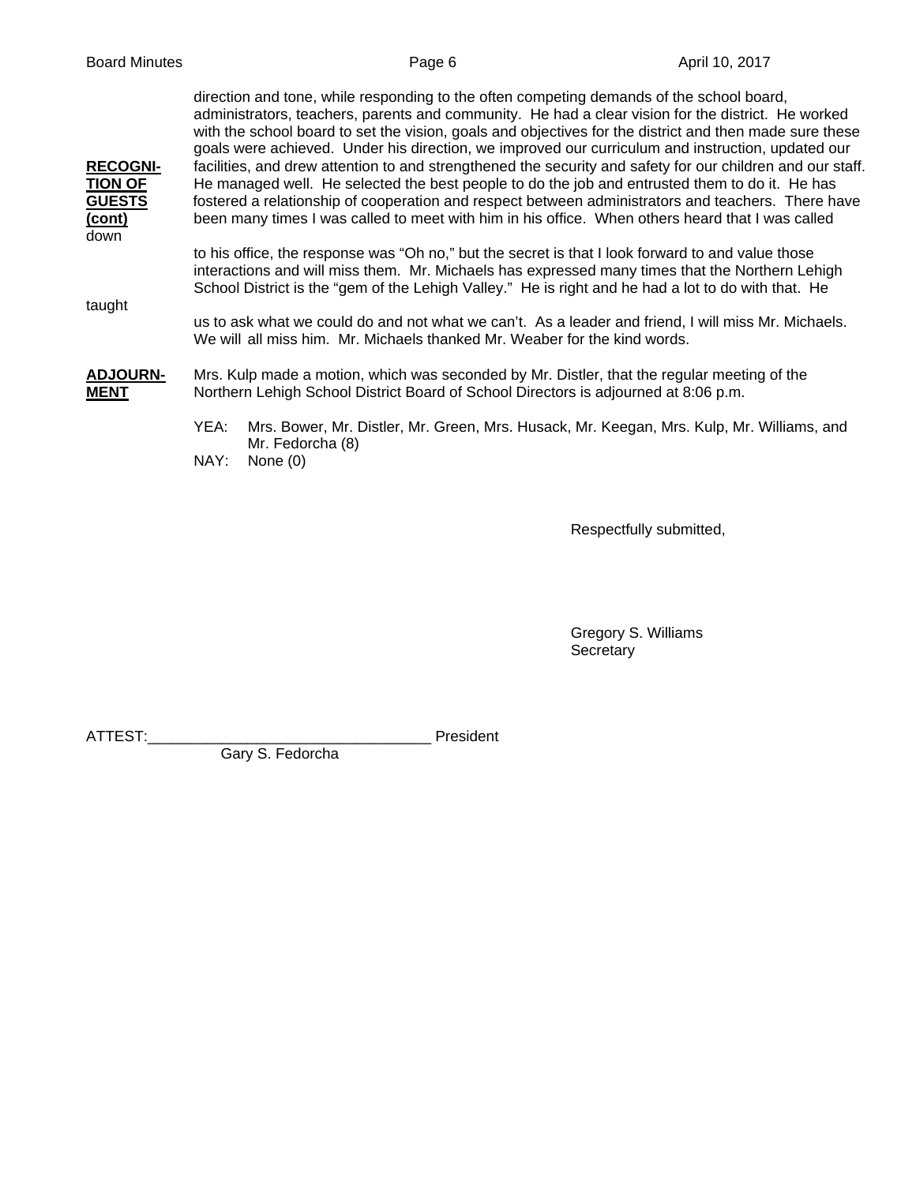**RECOGNITION OF GUESTS (cont)**

direction and tone, while responding to the often competing demands of the school board, administrators, teachers, parents and community. He had a clear vision for the district. He worked with the school board to set the vision, goals and objectives for the district and then made sure these goals were achieved. Under his direction, we improved our curriculum and instruction, updated our facilities, and drew attention to and strengthened the security and safety for our children and our staff. He managed well. He selected the best people to do the job and entrusted them to do it. He has fostered a relationship of cooperation and respect between administrators and teachers. There have been many times I was called to meet with him in his office. When others heard that I was called down to his office, the response was "Oh no," but the secret is that I look forward to and value those interactions and will miss them. Mr. Michaels has expressed many times that the Northern Lehigh School District is the "gem of the Lehigh Valley." He is right and he had a lot to do with that. He taught us to ask what we could do and not what we can't. As a leader and friend, I will miss Mr. Michaels. We will all miss him. Mr. Michaels thanked Mr. Weaber for the kind words.

**ADJOURNMENT**

Mrs. Kulp made a motion, which was seconded by Mr. Distler, that the regular meeting of the Northern Lehigh School District Board of School Directors is adjourned at 8:06 p.m.

YEA: Mrs. Bower, Mr. Distler, Mr. Green, Mrs. Husack, Mr. Keegan, Mrs. Kulp, Mr. Williams, and Mr. Fedorcha (8)
NAY: None (0)

Respectfully submitted,

Gregory S. Williams
Secretary

ATTEST:_________________________________ President
Gary S. Fedorcha